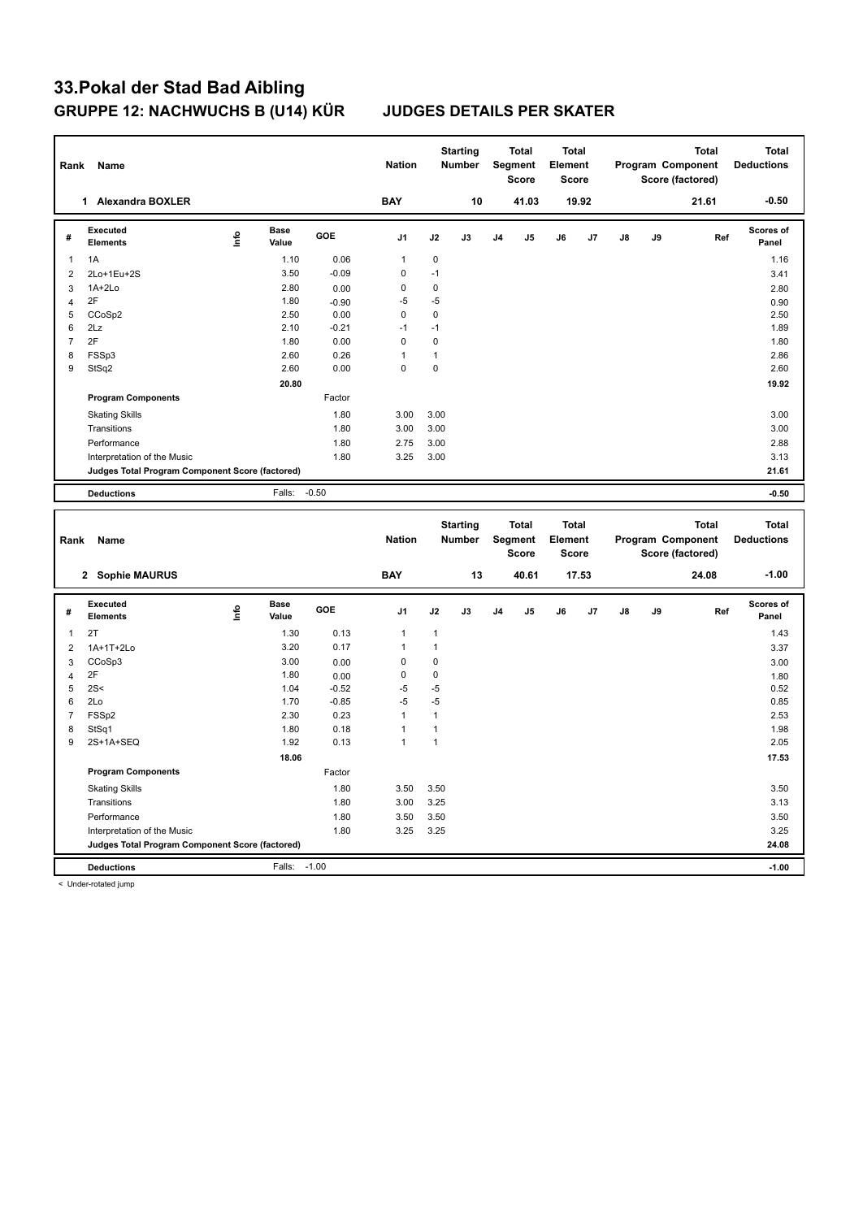# 33.Pokal der Stad Bad Aibling

## GRUPPE 12: NACHWUCHS B (U14) KÜR    JUDGES DETAILS PER SKATER

| Rank | Name | Nation | Starting Number | Total Segment Score | Total Element Score | Total Program Component Score (factored) | Total Deductions |
|---|---|---|---|---|---|---|---|
| 1 | Alexandra BOXLER | BAY | 10 | 41.03 | 19.92 | 21.61 | -0.50 |

| # | Executed Elements | Info | Base Value | GOE | J1 | J2 | J3 | J4 | J5 | J6 | J7 | J8 | J9 | Ref | Scores of Panel |
|---|---|---|---|---|---|---|---|---|---|---|---|---|---|---|---|
| 1 | 1A | | 1.10 | 0.06 | 1 | 0 | | | | | | | | | 1.16 |
| 2 | 2Lo+1Eu+2S | | 3.50 | -0.09 | 0 | -1 | | | | | | | | | 3.41 |
| 3 | 1A+2Lo | | 2.80 | 0.00 | 0 | 0 | | | | | | | | | 2.80 |
| 4 | 2F | | 1.80 | -0.90 | -5 | -5 | | | | | | | | | 0.90 |
| 5 | CCoSp2 | | 2.50 | 0.00 | 0 | 0 | | | | | | | | | 2.50 |
| 6 | 2Lz | | 2.10 | -0.21 | -1 | -1 | | | | | | | | | 1.89 |
| 7 | 2F | | 1.80 | 0.00 | 0 | 0 | | | | | | | | | 1.80 |
| 8 | FSSp3 | | 2.60 | 0.26 | 1 | 1 | | | | | | | | | 2.86 |
| 9 | StSq2 | | 2.60 | 0.00 | 0 | 0 | | | | | | | | | 2.60 |
| | | | 20.80 | | | | | | | | | | | | 19.92 |
| | **Program Components** | | | Factor | | | | | | | | | | | |
| | Skating Skills | | | 1.80 | 3.00 | 3.00 | | | | | | | | | 3.00 |
| | Transitions | | | 1.80 | 3.00 | 3.00 | | | | | | | | | 3.00 |
| | Performance | | | 1.80 | 2.75 | 3.00 | | | | | | | | | 2.88 |
| | Interpretation of the Music | | | 1.80 | 3.25 | 3.00 | | | | | | | | | 3.13 |
| | **Judges Total Program Component Score (factored)** | | | | | | | | | | | | | | 21.61 |
| | **Deductions** | | Falls: | -0.50 | | | | | | | | | | | -0.50 |

| Rank | Name | Nation | Starting Number | Total Segment Score | Total Element Score | Total Program Component Score (factored) | Total Deductions |
|---|---|---|---|---|---|---|---|
| 2 | Sophie MAURUS | BAY | 13 | 40.61 | 17.53 | 24.08 | -1.00 |

| # | Executed Elements | Info | Base Value | GOE | J1 | J2 | J3 | J4 | J5 | J6 | J7 | J8 | J9 | Ref | Scores of Panel |
|---|---|---|---|---|---|---|---|---|---|---|---|---|---|---|---|
| 1 | 2T | | 1.30 | 0.13 | 1 | 1 | | | | | | | | | 1.43 |
| 2 | 1A+1T+2Lo | | 3.20 | 0.17 | 1 | 1 | | | | | | | | | 3.37 |
| 3 | CCoSp3 | | 3.00 | 0.00 | 0 | 0 | | | | | | | | | 3.00 |
| 4 | 2F | | 1.80 | 0.00 | 0 | 0 | | | | | | | | | 1.80 |
| 5 | 2S< | | 1.04 | -0.52 | -5 | -5 | | | | | | | | | 0.52 |
| 6 | 2Lo | | 1.70 | -0.85 | -5 | -5 | | | | | | | | | 0.85 |
| 7 | FSSp2 | | 2.30 | 0.23 | 1 | 1 | | | | | | | | | 2.53 |
| 8 | StSq1 | | 1.80 | 0.18 | 1 | 1 | | | | | | | | | 1.98 |
| 9 | 2S+1A+SEQ | | 1.92 | 0.13 | 1 | 1 | | | | | | | | | 2.05 |
| | | | 18.06 | | | | | | | | | | | | 17.53 |
| | **Program Components** | | | Factor | | | | | | | | | | | |
| | Skating Skills | | | 1.80 | 3.50 | 3.50 | | | | | | | | | 3.50 |
| | Transitions | | | 1.80 | 3.00 | 3.25 | | | | | | | | | 3.13 |
| | Performance | | | 1.80 | 3.50 | 3.50 | | | | | | | | | 3.50 |
| | Interpretation of the Music | | | 1.80 | 3.25 | 3.25 | | | | | | | | | 3.25 |
| | **Judges Total Program Component Score (factored)** | | | | | | | | | | | | | | 24.08 |
| | **Deductions** | | Falls: | -1.00 | | | | | | | | | | | -1.00 |

< Under-rotated jump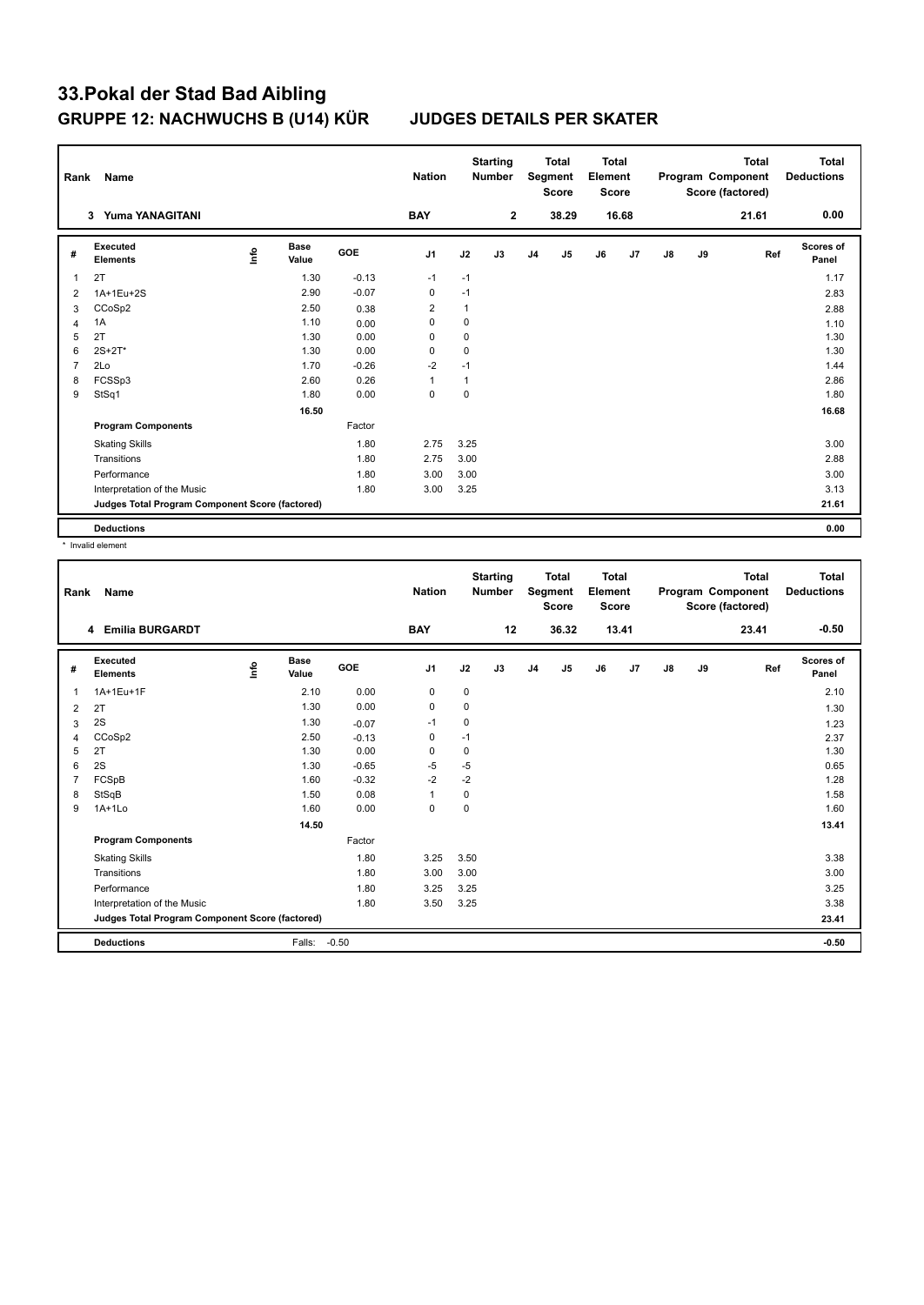# 33.Pokal der Stad Bad Aibling

## GRUPPE 12: NACHWUCHS B (U14) KÜR JUDGES DETAILS PER SKATER

| Rank | Name | Nation | Starting Number | Total Segment Score | Total Element Score | Total Program Component Score (factored) | Total Deductions |
|---|---|---|---|---|---|---|---|
| 3 | Yuma YANAGITANI | BAY | 2 | 38.29 | 16.68 | 21.61 | 0.00 |

| # | Executed Elements | Info | Base Value | GOE | J1 | J2 | J3 | J4 | J5 | J6 | J7 | J8 | J9 | Ref | Scores of Panel |
|---|---|---|---|---|---|---|---|---|---|---|---|---|---|---|---|
| 1 | 2T | | 1.30 | -0.13 | -1 | -1 | | | | | | | | | 1.17 |
| 2 | 1A+1Eu+2S | | 2.90 | -0.07 | 0 | -1 | | | | | | | | | 2.83 |
| 3 | CCoSp2 | | 2.50 | 0.38 | 2 | 1 | | | | | | | | | 2.88 |
| 4 | 1A | | 1.10 | 0.00 | 0 | 0 | | | | | | | | | 1.10 |
| 5 | 2T | | 1.30 | 0.00 | 0 | 0 | | | | | | | | | 1.30 |
| 6 | 2S+2T* | | 1.30 | 0.00 | 0 | 0 | | | | | | | | | 1.30 |
| 7 | 2Lo | | 1.70 | -0.26 | -2 | -1 | | | | | | | | | 1.44 |
| 8 | FCSSp3 | | 2.60 | 0.26 | 1 | 1 | | | | | | | | | 2.86 |
| 9 | StSq1 | | 1.80 | 0.00 | 0 | 0 | | | | | | | | | 1.80 |
| | | | 16.50 | | | | | | | | | | | | 16.68 |
| | **Program Components** | | | Factor | | | | | | | | | | | |
| | Skating Skills | | | 1.80 | 2.75 | 3.25 | | | | | | | | | 3.00 |
| | Transitions | | | 1.80 | 2.75 | 3.00 | | | | | | | | | 2.88 |
| | Performance | | | 1.80 | 3.00 | 3.00 | | | | | | | | | 3.00 |
| | Interpretation of the Music | | | 1.80 | 3.00 | 3.25 | | | | | | | | | 3.13 |
| | **Judges Total Program Component Score (factored)** | | | | | | | | | | | | | | 21.61 |
| | **Deductions** | | | | | | | | | | | | | | 0.00 |

\* Invalid element

| Rank | Name | Nation | Starting Number | Total Segment Score | Total Element Score | Total Program Component Score (factored) | Total Deductions |
|---|---|---|---|---|---|---|---|
| 4 | Emilia BURGARDT | BAY | 12 | 36.32 | 13.41 | 23.41 | -0.50 |

| # | Executed Elements | Info | Base Value | GOE | J1 | J2 | J3 | J4 | J5 | J6 | J7 | J8 | J9 | Ref | Scores of Panel |
|---|---|---|---|---|---|---|---|---|---|---|---|---|---|---|---|
| 1 | 1A+1Eu+1F | | 2.10 | 0.00 | 0 | 0 | | | | | | | | | 2.10 |
| 2 | 2T | | 1.30 | 0.00 | 0 | 0 | | | | | | | | | 1.30 |
| 3 | 2S | | 1.30 | -0.07 | -1 | 0 | | | | | | | | | 1.23 |
| 4 | CCoSp2 | | 2.50 | -0.13 | 0 | -1 | | | | | | | | | 2.37 |
| 5 | 2T | | 1.30 | 0.00 | 0 | 0 | | | | | | | | | 1.30 |
| 6 | 2S | | 1.30 | -0.65 | -5 | -5 | | | | | | | | | 0.65 |
| 7 | FCSpB | | 1.60 | -0.32 | -2 | -2 | | | | | | | | | 1.28 |
| 8 | StSqB | | 1.50 | 0.08 | 1 | 0 | | | | | | | | | 1.58 |
| 9 | 1A+1Lo | | 1.60 | 0.00 | 0 | 0 | | | | | | | | | 1.60 |
| | | | 14.50 | | | | | | | | | | | | 13.41 |
| | **Program Components** | | | Factor | | | | | | | | | | | |
| | Skating Skills | | | 1.80 | 3.25 | 3.50 | | | | | | | | | 3.38 |
| | Transitions | | | 1.80 | 3.00 | 3.00 | | | | | | | | | 3.00 |
| | Performance | | | 1.80 | 3.25 | 3.25 | | | | | | | | | 3.25 |
| | Interpretation of the Music | | | 1.80 | 3.50 | 3.25 | | | | | | | | | 3.38 |
| | **Judges Total Program Component Score (factored)** | | | | | | | | | | | | | | 23.41 |
| | **Deductions** | | Falls: | -0.50 | | | | | | | | | | | -0.50 |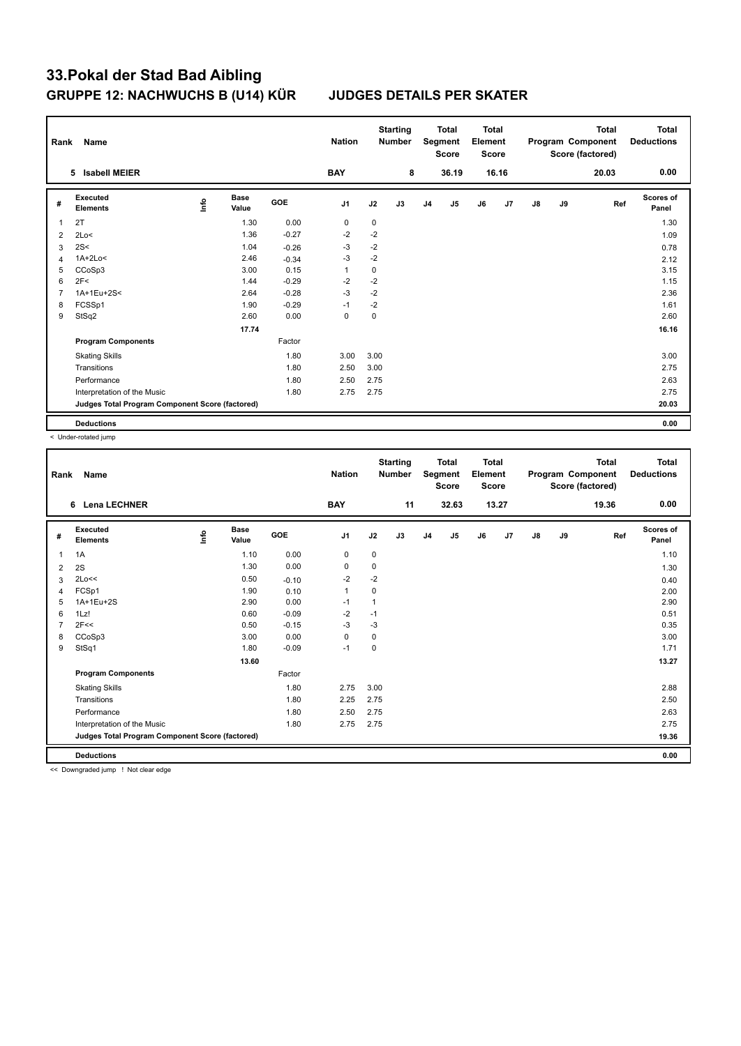# 33.Pokal der Stad Bad Aibling

## GRUPPE 12: NACHWUCHS B (U14) KÜR JUDGES DETAILS PER SKATER

| Rank | Name | Nation | Starting Number | Total Segment Score | Total Element Score | Total Program Component Score (factored) | Total Deductions |
|---|---|---|---|---|---|---|---|
| 5 | Isabell MEIER | BAY | 8 | 36.19 | 16.16 | 20.03 | 0.00 |

| # | Executed Elements | Info | Base Value | GOE | J1 | J2 | J3 | J4 | J5 | J6 | J7 | J8 | J9 | Ref | Scores of Panel |
|---|---|---|---|---|---|---|---|---|---|---|---|---|---|---|---|
| 1 | 2T | | 1.30 | 0.00 | 0 | 0 | | | | | | | | | 1.30 |
| 2 | 2Lo< | | 1.36 | -0.27 | -2 | -2 | | | | | | | | | 1.09 |
| 3 | 2S< | | 1.04 | -0.26 | -3 | -2 | | | | | | | | | 0.78 |
| 4 | 1A+2Lo< | | 2.46 | -0.34 | -3 | -2 | | | | | | | | | 2.12 |
| 5 | CCoSp3 | | 3.00 | 0.15 | 1 | 0 | | | | | | | | | 3.15 |
| 6 | 2F< | | 1.44 | -0.29 | -2 | -2 | | | | | | | | | 1.15 |
| 7 | 1A+1Eu+2S< | | 2.64 | -0.28 | -3 | -2 | | | | | | | | | 2.36 |
| 8 | FCSSp1 | | 1.90 | -0.29 | -1 | -2 | | | | | | | | | 1.61 |
| 9 | StSq2 | | 2.60 | 0.00 | 0 | 0 | | | | | | | | | 2.60 |
| | | | 17.74 | | | | | | | | | | | | 16.16 |
| | **Program Components** | | | Factor | | | | | | | | | | | |
| | Skating Skills | | | 1.80 | 3.00 | 3.00 | | | | | | | | | 3.00 |
| | Transitions | | | 1.80 | 2.50 | 3.00 | | | | | | | | | 2.75 |
| | Performance | | | 1.80 | 2.50 | 2.75 | | | | | | | | | 2.63 |
| | Interpretation of the Music | | | 1.80 | 2.75 | 2.75 | | | | | | | | | 2.75 |
| | **Judges Total Program Component Score (factored)** | | | | | | | | | | | | | | 20.03 |
| | **Deductions** | | | | | | | | | | | | | | 0.00 |

< Under-rotated jump

| Rank | Name | Nation | Starting Number | Total Segment Score | Total Element Score | Total Program Component Score (factored) | Total Deductions |
|---|---|---|---|---|---|---|---|
| 6 | Lena LECHNER | BAY | 11 | 32.63 | 13.27 | 19.36 | 0.00 |

| # | Executed Elements | Info | Base Value | GOE | J1 | J2 | J3 | J4 | J5 | J6 | J7 | J8 | J9 | Ref | Scores of Panel |
|---|---|---|---|---|---|---|---|---|---|---|---|---|---|---|---|
| 1 | 1A | | 1.10 | 0.00 | 0 | 0 | | | | | | | | | 1.10 |
| 2 | 2S | | 1.30 | 0.00 | 0 | 0 | | | | | | | | | 1.30 |
| 3 | 2Lo<< | | 0.50 | -0.10 | -2 | -2 | | | | | | | | | 0.40 |
| 4 | FCSp1 | | 1.90 | 0.10 | 1 | 0 | | | | | | | | | 2.00 |
| 5 | 1A+1Eu+2S | | 2.90 | 0.00 | -1 | 1 | | | | | | | | | 2.90 |
| 6 | 1Lz! | | 0.60 | -0.09 | -2 | -1 | | | | | | | | | 0.51 |
| 7 | 2F<< | | 0.50 | -0.15 | -3 | -3 | | | | | | | | | 0.35 |
| 8 | CCoSp3 | | 3.00 | 0.00 | 0 | 0 | | | | | | | | | 3.00 |
| 9 | StSq1 | | 1.80 | -0.09 | -1 | 0 | | | | | | | | | 1.71 |
| | | | 13.60 | | | | | | | | | | | | 13.27 |
| | **Program Components** | | | Factor | | | | | | | | | | | |
| | Skating Skills | | | 1.80 | 2.75 | 3.00 | | | | | | | | | 2.88 |
| | Transitions | | | 1.80 | 2.25 | 2.75 | | | | | | | | | 2.50 |
| | Performance | | | 1.80 | 2.50 | 2.75 | | | | | | | | | 2.63 |
| | Interpretation of the Music | | | 1.80 | 2.75 | 2.75 | | | | | | | | | 2.75 |
| | **Judges Total Program Component Score (factored)** | | | | | | | | | | | | | | 19.36 |
| | **Deductions** | | | | | | | | | | | | | | 0.00 |

<< Downgraded jump ! Not clear edge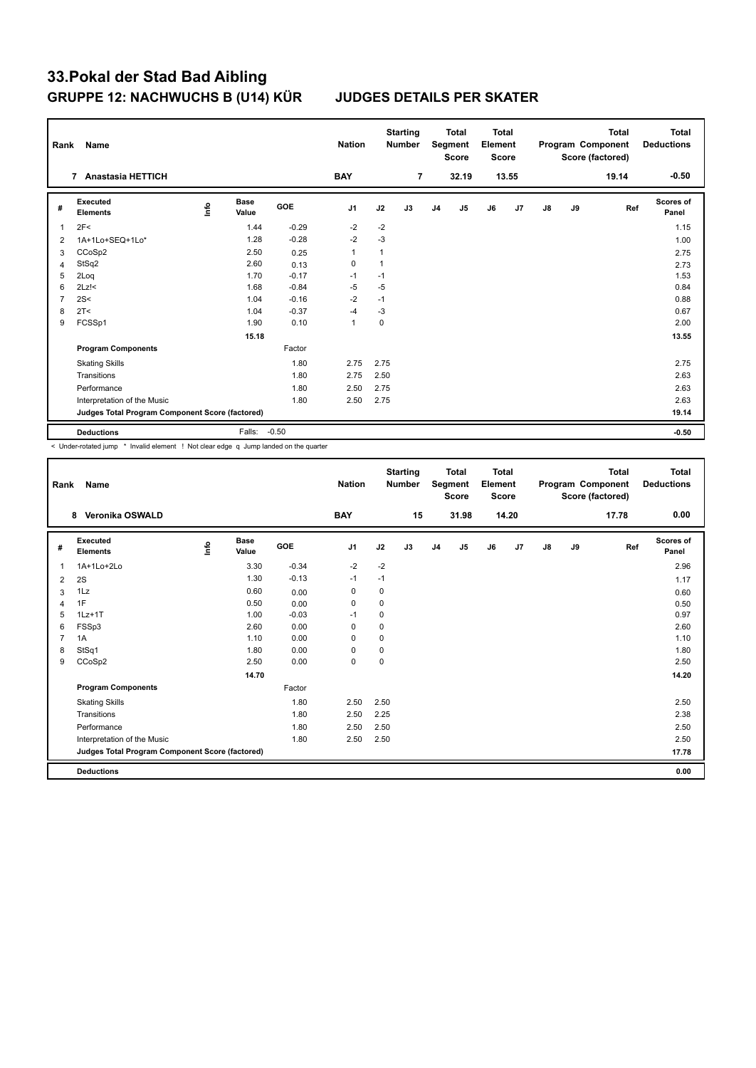# 33.Pokal der Stad Bad Aibling

## GRUPPE 12: NACHWUCHS B (U14) KÜR JUDGES DETAILS PER SKATER

| Rank | Name | Nation | Starting Number | Total Segment Score | Total Element Score | Total Program Component Score (factored) | Total Deductions |
|---|---|---|---|---|---|---|---|
| 7 | Anastasia HETTICH | BAY | 7 | 32.19 | 13.55 | 19.14 | -0.50 |

| # | Executed Elements | Info | Base Value | GOE | J1 | J2 | J3 | J4 | J5 | J6 | J7 | J8 | J9 | Ref | Scores of Panel |
|---|---|---|---|---|---|---|---|---|---|---|---|---|---|---|---|
| 1 | 2F< | | 1.44 | -0.29 | -2 | -2 | | | | | | | | | 1.15 |
| 2 | 1A+1Lo+SEQ+1Lo* | | 1.28 | -0.28 | -2 | -3 | | | | | | | | | 1.00 |
| 3 | CCoSp2 | | 2.50 | 0.25 | 1 | 1 | | | | | | | | | 2.75 |
| 4 | StSq2 | | 2.60 | 0.13 | 0 | 1 | | | | | | | | | 2.73 |
| 5 | 2Loq | | 1.70 | -0.17 | -1 | -1 | | | | | | | | | 1.53 |
| 6 | 2Lz!< | | 1.68 | -0.84 | -5 | -5 | | | | | | | | | 0.84 |
| 7 | 2S< | | 1.04 | -0.16 | -2 | -1 | | | | | | | | | 0.88 |
| 8 | 2T< | | 1.04 | -0.37 | -4 | -3 | | | | | | | | | 0.67 |
| 9 | FCSSp1 | | 1.90 | 0.10 | 1 | 0 | | | | | | | | | 2.00 |
| | | | 15.18 | | | | | | | | | | | | 13.55 |
| | **Program Components** | | | Factor | | | | | | | | | | | |
| | Skating Skills | | | 1.80 | 2.75 | 2.75 | | | | | | | | | 2.75 |
| | Transitions | | | 1.80 | 2.75 | 2.50 | | | | | | | | | 2.63 |
| | Performance | | | 1.80 | 2.50 | 2.75 | | | | | | | | | 2.63 |
| | Interpretation of the Music | | | 1.80 | 2.50 | 2.75 | | | | | | | | | 2.63 |
| | **Judges Total Program Component Score (factored)** | | | | | | | | | | | | | | 19.14 |
| | **Deductions** | | Falls: | -0.50 | | | | | | | | | | | -0.50 |

< Under-rotated jump * Invalid element ! Not clear edge q Jump landed on the quarter

| Rank | Name | Nation | Starting Number | Total Segment Score | Total Element Score | Total Program Component Score (factored) | Total Deductions |
|---|---|---|---|---|---|---|---|
| 8 | Veronika OSWALD | BAY | 15 | 31.98 | 14.20 | 17.78 | 0.00 |

| # | Executed Elements | Info | Base Value | GOE | J1 | J2 | J3 | J4 | J5 | J6 | J7 | J8 | J9 | Ref | Scores of Panel |
|---|---|---|---|---|---|---|---|---|---|---|---|---|---|---|---|
| 1 | 1A+1Lo+2Lo | | 3.30 | -0.34 | -2 | -2 | | | | | | | | | 2.96 |
| 2 | 2S | | 1.30 | -0.13 | -1 | -1 | | | | | | | | | 1.17 |
| 3 | 1Lz | | 0.60 | 0.00 | 0 | 0 | | | | | | | | | 0.60 |
| 4 | 1F | | 0.50 | 0.00 | 0 | 0 | | | | | | | | | 0.50 |
| 5 | 1Lz+1T | | 1.00 | -0.03 | -1 | 0 | | | | | | | | | 0.97 |
| 6 | FSSp3 | | 2.60 | 0.00 | 0 | 0 | | | | | | | | | 2.60 |
| 7 | 1A | | 1.10 | 0.00 | 0 | 0 | | | | | | | | | 1.10 |
| 8 | StSq1 | | 1.80 | 0.00 | 0 | 0 | | | | | | | | | 1.80 |
| 9 | CCoSp2 | | 2.50 | 0.00 | 0 | 0 | | | | | | | | | 2.50 |
| | | | 14.70 | | | | | | | | | | | | 14.20 |
| | **Program Components** | | | Factor | | | | | | | | | | | |
| | Skating Skills | | | 1.80 | 2.50 | 2.50 | | | | | | | | | 2.50 |
| | Transitions | | | 1.80 | 2.50 | 2.25 | | | | | | | | | 2.38 |
| | Performance | | | 1.80 | 2.50 | 2.50 | | | | | | | | | 2.50 |
| | Interpretation of the Music | | | 1.80 | 2.50 | 2.50 | | | | | | | | | 2.50 |
| | **Judges Total Program Component Score (factored)** | | | | | | | | | | | | | | 17.78 |
| | **Deductions** | | | | | | | | | | | | | | 0.00 |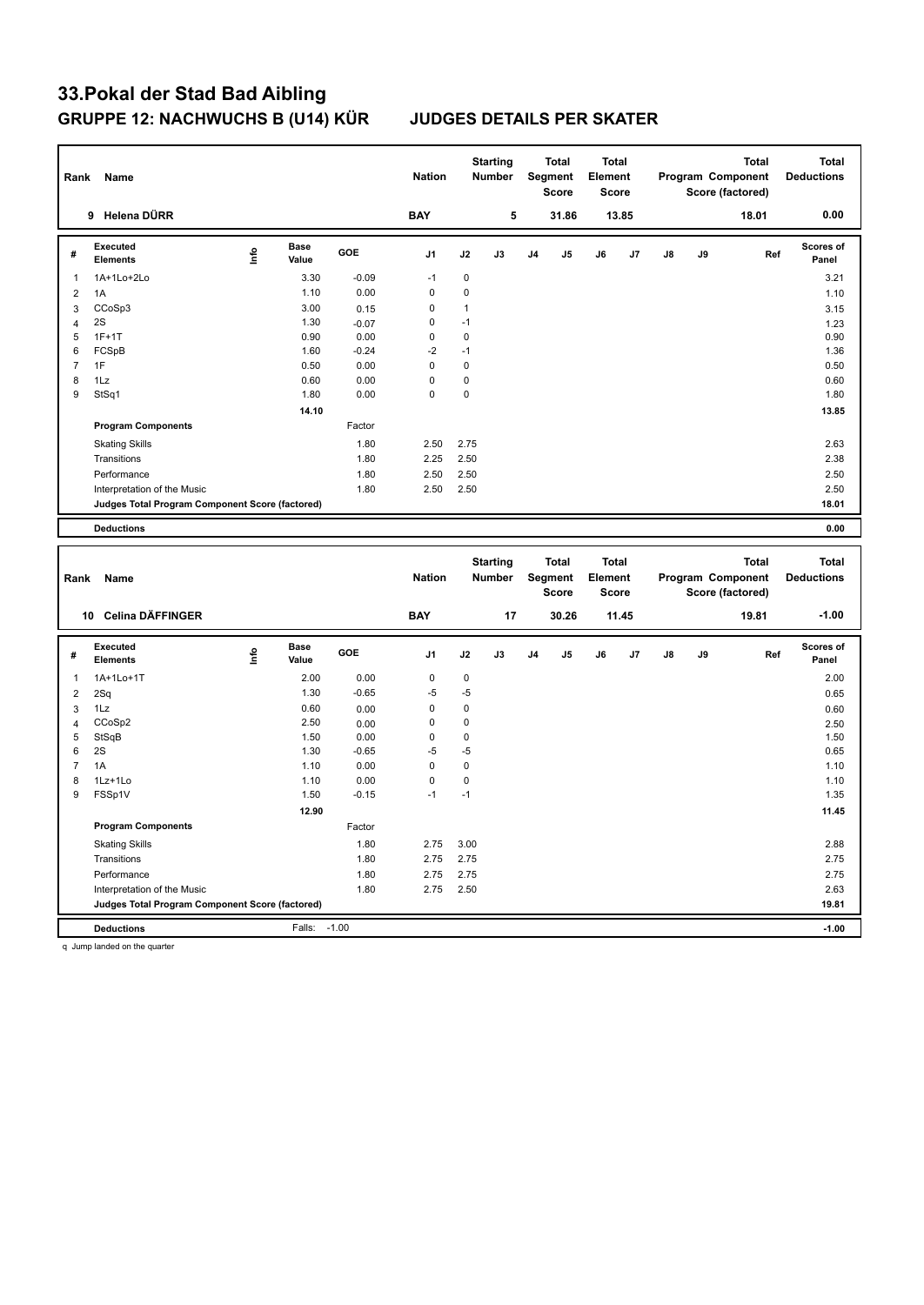# 33.Pokal der Stad Bad Aibling

## GRUPPE 12: NACHWUCHS B (U14) KÜR JUDGES DETAILS PER SKATER

| Rank | Name | Nation | Starting Number | Total Segment Score | Total Element Score | Total Program Component Score (factored) | Total Deductions |
|---|---|---|---|---|---|---|---|
| 9 | Helena DÜRR | BAY | 5 | 31.86 | 13.85 | 18.01 | 0.00 |

| # | Executed Elements | Info | Base Value | GOE | J1 | J2 | J3 | J4 | J5 | J6 | J7 | J8 | J9 | Ref | Scores of Panel |
|---|---|---|---|---|---|---|---|---|---|---|---|---|---|---|---|
| 1 | 1A+1Lo+2Lo | | 3.30 | -0.09 | -1 | 0 | | | | | | | | | 3.21 |
| 2 | 1A | | 1.10 | 0.00 | 0 | 0 | | | | | | | | | 1.10 |
| 3 | CCoSp3 | | 3.00 | 0.15 | 0 | 1 | | | | | | | | | 3.15 |
| 4 | 2S | | 1.30 | -0.07 | 0 | -1 | | | | | | | | | 1.23 |
| 5 | 1F+1T | | 0.90 | 0.00 | 0 | 0 | | | | | | | | | 0.90 |
| 6 | FCSpB | | 1.60 | -0.24 | -2 | -1 | | | | | | | | | 1.36 |
| 7 | 1F | | 0.50 | 0.00 | 0 | 0 | | | | | | | | | 0.50 |
| 8 | 1Lz | | 0.60 | 0.00 | 0 | 0 | | | | | | | | | 0.60 |
| 9 | StSq1 | | 1.80 | 0.00 | 0 | 0 | | | | | | | | | 1.80 |
| | | | 14.10 | | | | | | | | | | | | 13.85 |
| | **Program Components** | | | Factor | | | | | | | | | | | |
| | Skating Skills | | | 1.80 | 2.50 | 2.75 | | | | | | | | | 2.63 |
| | Transitions | | | 1.80 | 2.25 | 2.50 | | | | | | | | | 2.38 |
| | Performance | | | 1.80 | 2.50 | 2.50 | | | | | | | | | 2.50 |
| | Interpretation of the Music | | | 1.80 | 2.50 | 2.50 | | | | | | | | | 2.50 |
| | **Judges Total Program Component Score (factored)** | | | | | | | | | | | | | | **18.01** |
| | **Deductions** | | | | | | | | | | | | | | **0.00** |

| Rank | Name | Nation | Starting Number | Total Segment Score | Total Element Score | Total Program Component Score (factored) | Total Deductions |
|---|---|---|---|---|---|---|---|
| 10 | Celina DÄFFINGER | BAY | 17 | 30.26 | 11.45 | 19.81 | -1.00 |

| # | Executed Elements | Info | Base Value | GOE | J1 | J2 | J3 | J4 | J5 | J6 | J7 | J8 | J9 | Ref | Scores of Panel |
|---|---|---|---|---|---|---|---|---|---|---|---|---|---|---|---|
| 1 | 1A+1Lo+1T | | 2.00 | 0.00 | 0 | 0 | | | | | | | | | 2.00 |
| 2 | 2Sq | | 1.30 | -0.65 | -5 | -5 | | | | | | | | | 0.65 |
| 3 | 1Lz | | 0.60 | 0.00 | 0 | 0 | | | | | | | | | 0.60 |
| 4 | CCoSp2 | | 2.50 | 0.00 | 0 | 0 | | | | | | | | | 2.50 |
| 5 | StSqB | | 1.50 | 0.00 | 0 | 0 | | | | | | | | | 1.50 |
| 6 | 2S | | 1.30 | -0.65 | -5 | -5 | | | | | | | | | 0.65 |
| 7 | 1A | | 1.10 | 0.00 | 0 | 0 | | | | | | | | | 1.10 |
| 8 | 1Lz+1Lo | | 1.10 | 0.00 | 0 | 0 | | | | | | | | | 1.10 |
| 9 | FSSp1V | | 1.50 | -0.15 | -1 | -1 | | | | | | | | | 1.35 |
| | | | 12.90 | | | | | | | | | | | | 11.45 |
| | **Program Components** | | | Factor | | | | | | | | | | | |
| | Skating Skills | | | 1.80 | 2.75 | 3.00 | | | | | | | | | 2.88 |
| | Transitions | | | 1.80 | 2.75 | 2.75 | | | | | | | | | 2.75 |
| | Performance | | | 1.80 | 2.75 | 2.75 | | | | | | | | | 2.75 |
| | Interpretation of the Music | | | 1.80 | 2.75 | 2.50 | | | | | | | | | 2.63 |
| | **Judges Total Program Component Score (factored)** | | | | | | | | | | | | | | **19.81** |
| | **Deductions** | | Falls: | -1.00 | | | | | | | | | | | **-1.00** |

q Jump landed on the quarter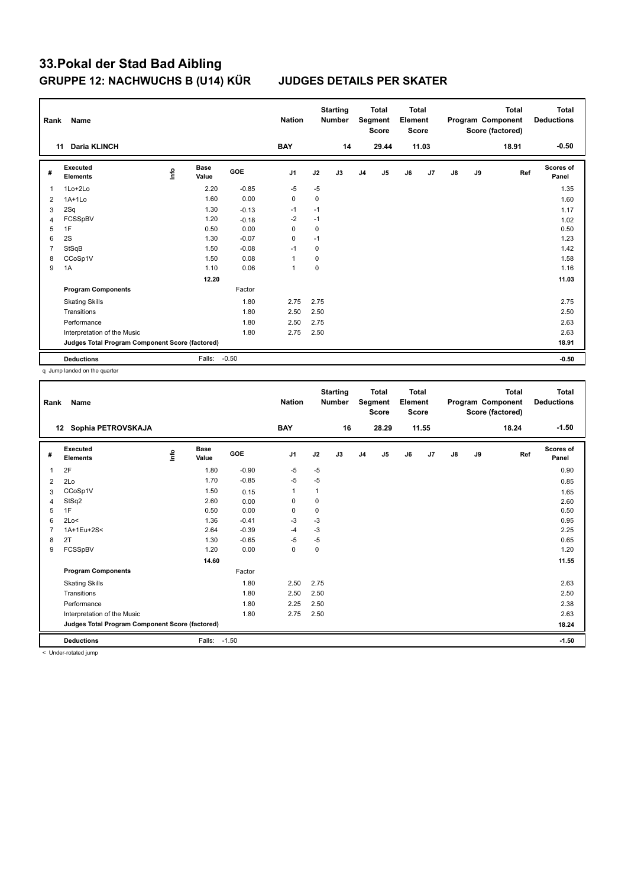# 33.Pokal der Stad Bad Aibling

## GRUPPE 12: NACHWUCHS B (U14) KÜR    JUDGES DETAILS PER SKATER

| Rank | Name | Nation | Starting Number | Total Segment Score | Total Element Score | Total Program Component Score (factored) | Total Deductions |
|---|---|---|---|---|---|---|---|
| 11 | Daria KLINCH | BAY | 14 | 29.44 | 11.03 | 18.91 | -0.50 |

| # | Executed Elements | Info | Base Value | GOE | J1 | J2 | J3 | J4 | J5 | J6 | J7 | J8 | J9 | Ref | Scores of Panel |
|---|---|---|---|---|---|---|---|---|---|---|---|---|---|---|---|
| 1 | 1Lo+2Lo | | 2.20 | -0.85 | -5 | -5 | | | | | | | | | 1.35 |
| 2 | 1A+1Lo | | 1.60 | 0.00 | 0 | 0 | | | | | | | | | 1.60 |
| 3 | 2Sq | | 1.30 | -0.13 | -1 | -1 | | | | | | | | | 1.17 |
| 4 | FCSSpBV | | 1.20 | -0.18 | -2 | -1 | | | | | | | | | 1.02 |
| 5 | 1F | | 0.50 | 0.00 | 0 | 0 | | | | | | | | | 0.50 |
| 6 | 2S | | 1.30 | -0.07 | 0 | -1 | | | | | | | | | 1.23 |
| 7 | StSqB | | 1.50 | -0.08 | -1 | 0 | | | | | | | | | 1.42 |
| 8 | CCoSp1V | | 1.50 | 0.08 | 1 | 0 | | | | | | | | | 1.58 |
| 9 | 1A | | 1.10 | 0.06 | 1 | 0 | | | | | | | | | 1.16 |
| | | | 12.20 | | | | | | | | | | | | 11.03 |
| | **Program Components** | | | Factor | | | | | | | | | | | |
| | Skating Skills | | | 1.80 | 2.75 | 2.75 | | | | | | | | | 2.75 |
| | Transitions | | | 1.80 | 2.50 | 2.50 | | | | | | | | | 2.50 |
| | Performance | | | 1.80 | 2.50 | 2.75 | | | | | | | | | 2.63 |
| | Interpretation of the Music | | | 1.80 | 2.75 | 2.50 | | | | | | | | | 2.63 |
| | **Judges Total Program Component Score (factored)** | | | | | | | | | | | | | | 18.91 |
| | **Deductions** | | Falls: | -0.50 | | | | | | | | | | | -0.50 |

q Jump landed on the quarter

| Rank | Name | Nation | Starting Number | Total Segment Score | Total Element Score | Total Program Component Score (factored) | Total Deductions |
|---|---|---|---|---|---|---|---|
| 12 | Sophia PETROVSKAJA | BAY | 16 | 28.29 | 11.55 | 18.24 | -1.50 |

| # | Executed Elements | Info | Base Value | GOE | J1 | J2 | J3 | J4 | J5 | J6 | J7 | J8 | J9 | Ref | Scores of Panel |
|---|---|---|---|---|---|---|---|---|---|---|---|---|---|---|---|
| 1 | 2F | | 1.80 | -0.90 | -5 | -5 | | | | | | | | | 0.90 |
| 2 | 2Lo | | 1.70 | -0.85 | -5 | -5 | | | | | | | | | 0.85 |
| 3 | CCoSp1V | | 1.50 | 0.15 | 1 | 1 | | | | | | | | | 1.65 |
| 4 | StSq2 | | 2.60 | 0.00 | 0 | 0 | | | | | | | | | 2.60 |
| 5 | 1F | | 0.50 | 0.00 | 0 | 0 | | | | | | | | | 0.50 |
| 6 | 2Lo< | | 1.36 | -0.41 | -3 | -3 | | | | | | | | | 0.95 |
| 7 | 1A+1Eu+2S< | | 2.64 | -0.39 | -4 | -3 | | | | | | | | | 2.25 |
| 8 | 2T | | 1.30 | -0.65 | -5 | -5 | | | | | | | | | 0.65 |
| 9 | FCSSpBV | | 1.20 | 0.00 | 0 | 0 | | | | | | | | | 1.20 |
| | | | 14.60 | | | | | | | | | | | | 11.55 |
| | **Program Components** | | | Factor | | | | | | | | | | | |
| | Skating Skills | | | 1.80 | 2.50 | 2.75 | | | | | | | | | 2.63 |
| | Transitions | | | 1.80 | 2.50 | 2.50 | | | | | | | | | 2.50 |
| | Performance | | | 1.80 | 2.25 | 2.50 | | | | | | | | | 2.38 |
| | Interpretation of the Music | | | 1.80 | 2.75 | 2.50 | | | | | | | | | 2.63 |
| | **Judges Total Program Component Score (factored)** | | | | | | | | | | | | | | 18.24 |
| | **Deductions** | | Falls: | -1.50 | | | | | | | | | | | -1.50 |

< Under-rotated jump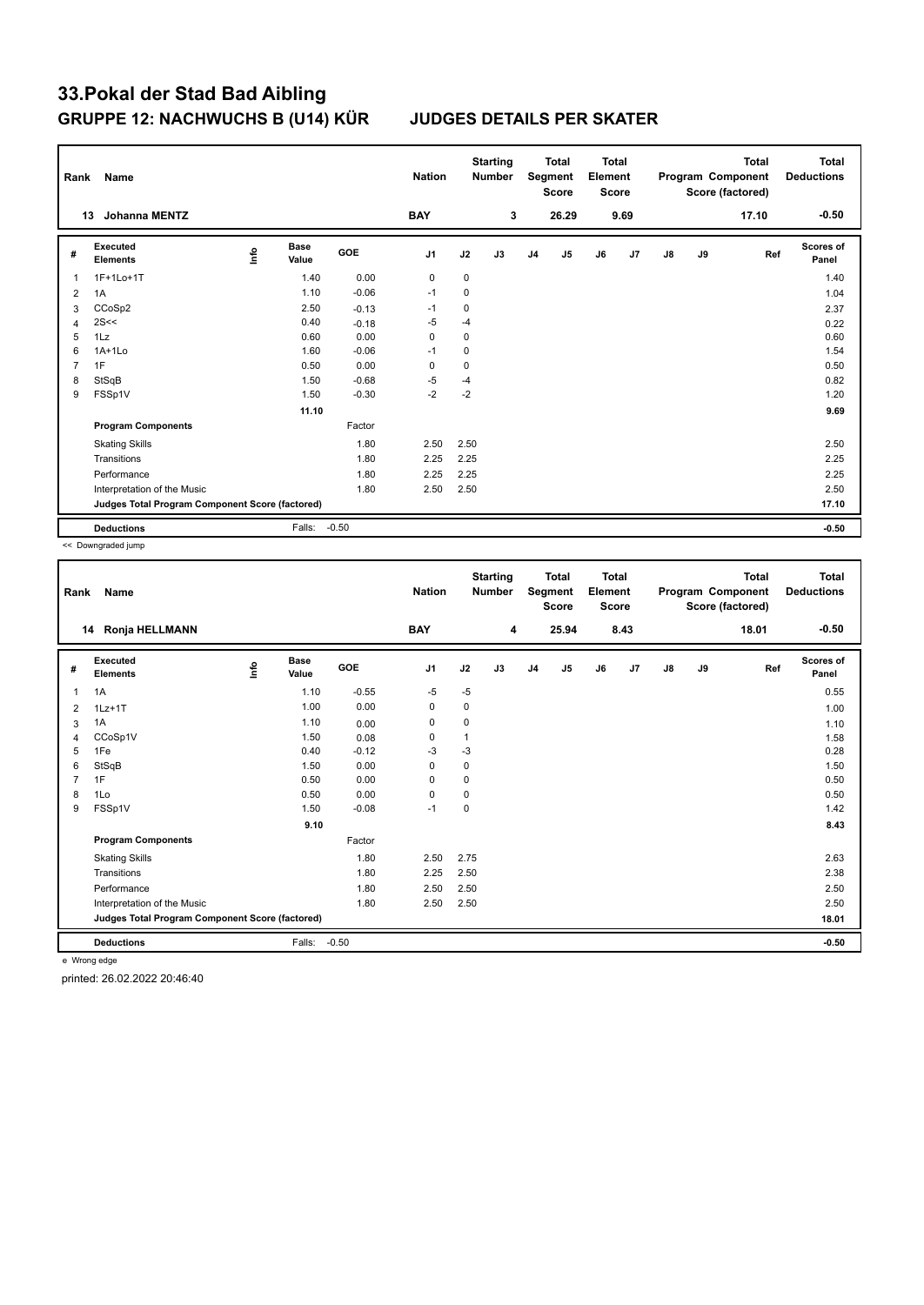# 33.Pokal der Stad Bad Aibling

## GRUPPE 12: NACHWUCHS B (U14) KÜR     JUDGES DETAILS PER SKATER

| Rank | Name | Nation | Starting Number | Total Segment Score | Total Element Score | Total Program Component Score (factored) | Total Deductions |
|---|---|---|---|---|---|---|---|
| 13 | Johanna MENTZ | BAY | 3 | 26.29 | 9.69 | 17.10 | -0.50 |

| # | Executed Elements | Info | Base Value | GOE | J1 | J2 | J3 | J4 | J5 | J6 | J7 | J8 | J9 | Ref | Scores of Panel |
|---|---|---|---|---|---|---|---|---|---|---|---|---|---|---|---|
| 1 | 1F+1Lo+1T | | 1.40 | 0.00 | 0 | 0 | | | | | | | | | 1.40 |
| 2 | 1A | | 1.10 | -0.06 | -1 | 0 | | | | | | | | | 1.04 |
| 3 | CCoSp2 | | 2.50 | -0.13 | -1 | 0 | | | | | | | | | 2.37 |
| 4 | 2S<< | | 0.40 | -0.18 | -5 | -4 | | | | | | | | | 0.22 |
| 5 | 1Lz | | 0.60 | 0.00 | 0 | 0 | | | | | | | | | 0.60 |
| 6 | 1A+1Lo | | 1.60 | -0.06 | -1 | 0 | | | | | | | | | 1.54 |
| 7 | 1F | | 0.50 | 0.00 | 0 | 0 | | | | | | | | | 0.50 |
| 8 | StSqB | | 1.50 | -0.68 | -5 | -4 | | | | | | | | | 0.82 |
| 9 | FSSp1V | | 1.50 | -0.30 | -2 | -2 | | | | | | | | | 1.20 |
| | | | 11.10 | | | | | | | | | | | | 9.69 |
| | **Program Components** | | | Factor | | | | | | | | | | | |
| | Skating Skills | | | 1.80 | 2.50 | 2.50 | | | | | | | | | 2.50 |
| | Transitions | | | 1.80 | 2.25 | 2.25 | | | | | | | | | 2.25 |
| | Performance | | | 1.80 | 2.25 | 2.25 | | | | | | | | | 2.25 |
| | Interpretation of the Music | | | 1.80 | 2.50 | 2.50 | | | | | | | | | 2.50 |
| | **Judges Total Program Component Score (factored)** | | | | | | | | | | | | | | 17.10 |
| | **Deductions** | | Falls: | -0.50 | | | | | | | | | | | -0.50 |

<< Downgraded jump

| Rank | Name | Nation | Starting Number | Total Segment Score | Total Element Score | Total Program Component Score (factored) | Total Deductions |
|---|---|---|---|---|---|---|---|
| 14 | Ronja HELLMANN | BAY | 4 | 25.94 | 8.43 | 18.01 | -0.50 |

| # | Executed Elements | Info | Base Value | GOE | J1 | J2 | J3 | J4 | J5 | J6 | J7 | J8 | J9 | Ref | Scores of Panel |
|---|---|---|---|---|---|---|---|---|---|---|---|---|---|---|---|
| 1 | 1A | | 1.10 | -0.55 | -5 | -5 | | | | | | | | | 0.55 |
| 2 | 1Lz+1T | | 1.00 | 0.00 | 0 | 0 | | | | | | | | | 1.00 |
| 3 | 1A | | 1.10 | 0.00 | 0 | 0 | | | | | | | | | 1.10 |
| 4 | CCoSp1V | | 1.50 | 0.08 | 0 | 1 | | | | | | | | | 1.58 |
| 5 | 1Fe | | 0.40 | -0.12 | -3 | -3 | | | | | | | | | 0.28 |
| 6 | StSqB | | 1.50 | 0.00 | 0 | 0 | | | | | | | | | 1.50 |
| 7 | 1F | | 0.50 | 0.00 | 0 | 0 | | | | | | | | | 0.50 |
| 8 | 1Lo | | 0.50 | 0.00 | 0 | 0 | | | | | | | | | 0.50 |
| 9 | FSSp1V | | 1.50 | -0.08 | -1 | 0 | | | | | | | | | 1.42 |
| | | | 9.10 | | | | | | | | | | | | 8.43 |
| | **Program Components** | | | Factor | | | | | | | | | | | |
| | Skating Skills | | | 1.80 | 2.50 | 2.75 | | | | | | | | | 2.63 |
| | Transitions | | | 1.80 | 2.25 | 2.50 | | | | | | | | | 2.38 |
| | Performance | | | 1.80 | 2.50 | 2.50 | | | | | | | | | 2.50 |
| | Interpretation of the Music | | | 1.80 | 2.50 | 2.50 | | | | | | | | | 2.50 |
| | **Judges Total Program Component Score (factored)** | | | | | | | | | | | | | | 18.01 |
| | **Deductions** | | Falls: | -0.50 | | | | | | | | | | | -0.50 |

e Wrong edge

printed: 26.02.2022 20:46:40